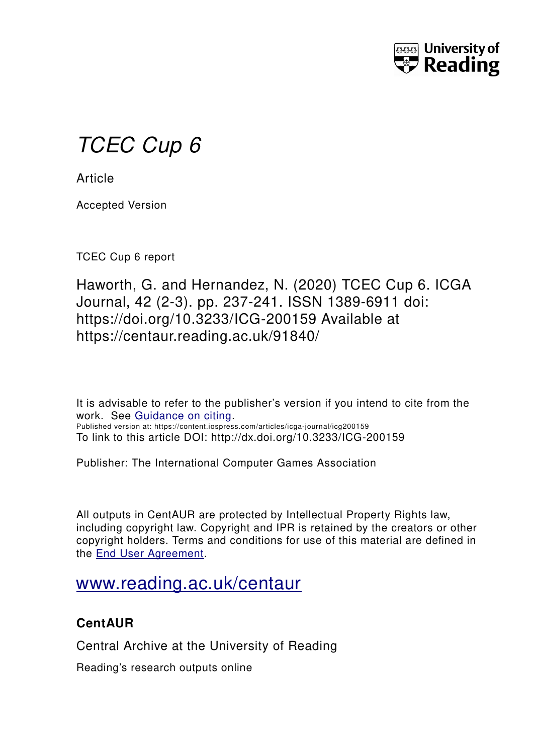University of Reading

# *TCEC Cup 6*

Article

Accepted Version

TCEC Cup 6 report

Haworth, G. and Hernandez, N. (2020) TCEC Cup 6. ICGA Journal, 42 (2-3). pp. 237-241. ISSN 1389-6911 doi: https://doi.org/10.3233/ICG-200159 Available at https://centaur.reading.ac.uk/91840/

It is advisable to refer to the publisher's version if you intend to cite from the work. See Guidance on citing.
Published version at: https://content.iospress.com/articles/icga-journal/icg200159
To link to this article DOI: http://dx.doi.org/10.3233/ICG-200159

Publisher: The International Computer Games Association

All outputs in CentAUR are protected by Intellectual Property Rights law, including copyright law. Copyright and IPR is retained by the creators or other copyright holders. Terms and conditions for use of this material are defined in the End User Agreement.

www.reading.ac.uk/centaur

**CentAUR**

Central Archive at the University of Reading

Reading's research outputs online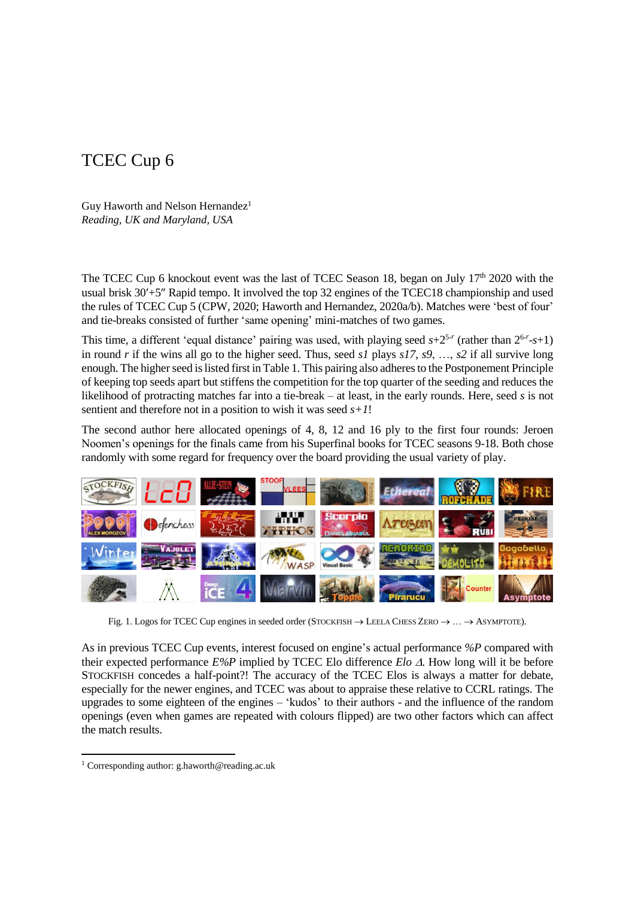# TCEC Cup 6

Guy Haworth and Nelson Hernandez[1]
*Reading, UK and Maryland, USA*

The TCEC Cup 6 knockout event was the last of TCEC Season 18, began on July 17th 2020 with the usual brisk 30′+5″ Rapid tempo. It involved the top 32 engines of the TCEC18 championship and used the rules of TCEC Cup 5 (CPW, 2020; Haworth and Hernandez, 2020a/b). Matches were 'best of four' and tie-breaks consisted of further 'same opening' mini-matches of two games.

This time, a different 'equal distance' pairing was used, with playing seed $s+2^{5-r}$ (rather than $2^{6-r}-s+1$) in round $r$ if the wins all go to the higher seed. Thus, seed *s1* plays *s17*, *s9*, …, *s2* if all survive long enough. The higher seed is listed first in Table 1. This pairing also adheres to the Postponement Principle of keeping top seeds apart but stiffens the competition for the top quarter of the seeding and reduces the likelihood of protracting matches far into a tie-break – at least, in the early rounds. Here, seed *s* is not sentient and therefore not in a position to wish it was seed *s+1*!

The second author here allocated openings of 4, 8, 12 and 16 ply to the first four rounds: Jeroen Noomen's openings for the finals came from his Superfinal books for TCEC seasons 9-18. Both chose randomly with some regard for frequency over the board providing the usual variety of play.

Fig. 1. Logos for TCEC Cup engines in seeded order (STOCKFISH → LEELA CHESS ZERO → … → ASYMPTOTE).

As in previous TCEC Cup events, interest focused on engine's actual performance *%P* compared with their expected performance *E%P* implied by TCEC Elo difference *Elo* $\Delta$. How long will it be before STOCKFISH concedes a half-point?! The accuracy of the TCEC Elos is always a matter for debate, especially for the newer engines, and TCEC was about to appraise these relative to CCRL ratings. The upgrades to some eighteen of the engines – 'kudos' to their authors - and the influence of the random openings (even when games are repeated with colours flipped) are two other factors which can affect the match results.

[1] Corresponding author: g.haworth@reading.ac.uk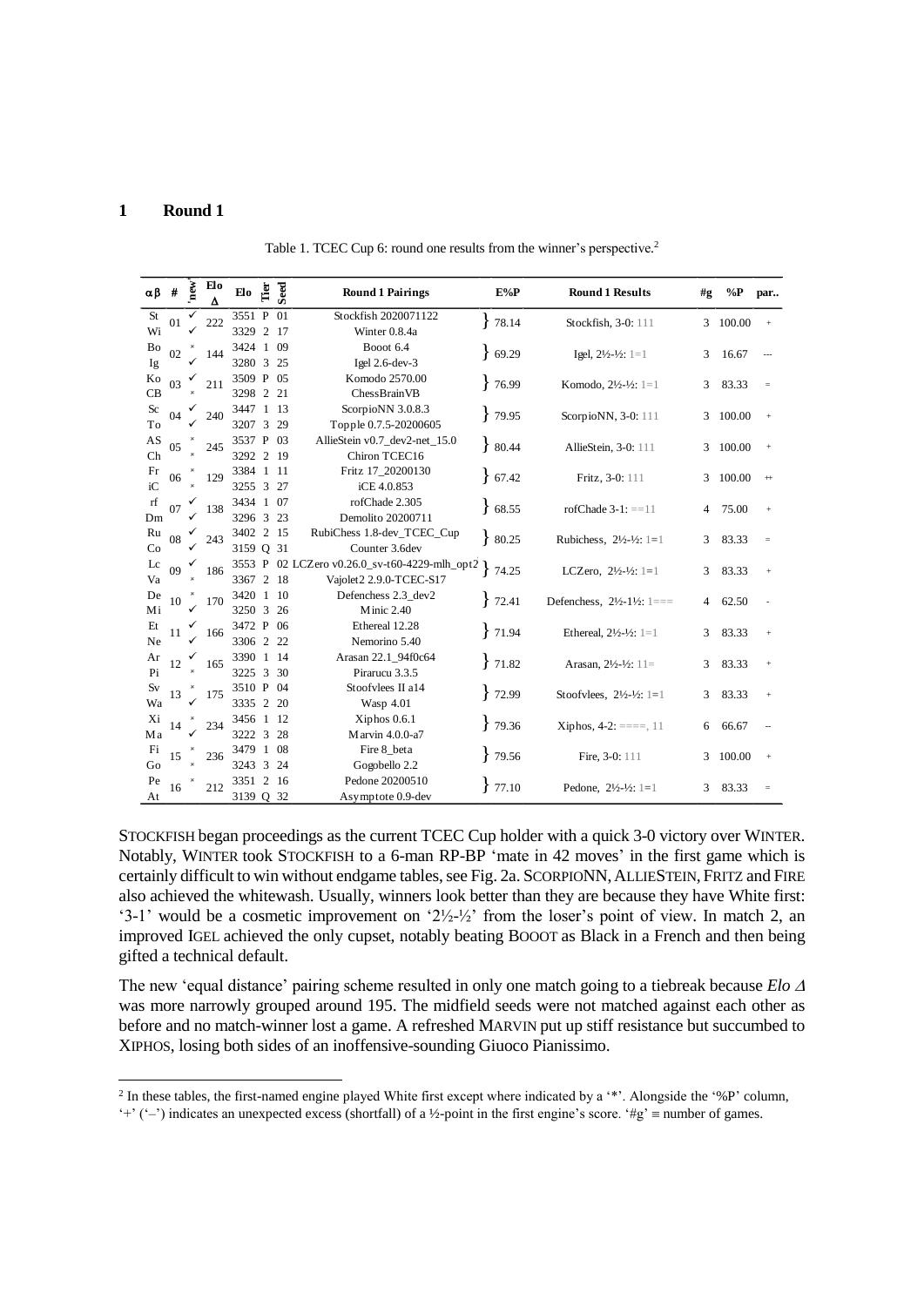## 1 Round 1

Table 1. TCEC Cup 6: round one results from the winner's perspective.[2]

| αβ | # | 'new' | Elo Δ | Elo | Tier | Seed | Round 1 Pairings | E%P | Round 1 Results | #g | %P | par.. |
|---|---|---|---|---|---|---|---|---|---|---|---|---|
| St | 01 | ✓ | 222 | 3551 | P | 01 | Stockfish 2020071122 | } 78.14 | Stockfish, 3-0: 111 | 3 | 100.00 | + |
| Wi | | ✓ | | 3329 | 2 | 17 | Winter 0.8.4a | | | | | |
| Bo | 02 | × | 144 | 3424 | 1 | 09 | Booot 6.4 | } 69.29 | Igel, 2½-½: 1=1 | 3 | 16.67 | --- |
| Ig | | ✓ | | 3280 | 3 | 25 | Igel 2.6-dev-3 | | | | | |
| Ko | 03 | ✓ | 211 | 3509 | P | 05 | Komodo 2570.00 | } 76.99 | Komodo, 2½-½: 1=1 | 3 | 83.33 | = |
| CB | | × | | 3298 | 2 | 21 | ChessBrainVB | | | | | |
| Sc | 04 | ✓ | 240 | 3447 | 1 | 13 | ScorpioNN 3.0.8.3 | } 79.95 | ScorpioNN, 3-0: 111 | 3 | 100.00 | + |
| To | | ✓ | | 3207 | 3 | 29 | Topple 0.7.5-20200605 | | | | | |
| AS | 05 | × | 245 | 3537 | P | 03 | AllieStein v0.7_dev2-net_15.0 | } 80.44 | AllieStein, 3-0: 111 | 3 | 100.00 | + |
| Ch | | × | | 3292 | 2 | 19 | Chiron TCEC16 | | | | | |
| Fr | 06 | × | 129 | 3384 | 1 | 11 | Fritz 17_20200130 | } 67.42 | Fritz, 3-0: 111 | 3 | 100.00 | ++ |
| iC | | × | | 3255 | 3 | 27 | iCE 4.0.853 | | | | | |
| rf | 07 | ✓ | 138 | 3434 | 1 | 07 | rofChade 2.305 | } 68.55 | rofChade 3-1: ==11 | 4 | 75.00 | + |
| Dm | | ✓ | | 3296 | 3 | 23 | Demolito 20200711 | | | | | |
| Ru | 08 | ✓ | 243 | 3402 | 2 | 15 | RubiChess 1.8-dev_TCEC_Cup | } 80.25 | Rubichess, 2½-½: 1=1 | 3 | 83.33 | = |
| Co | | ✓ | | 3159 | Q | 31 | Counter 3.6dev | | | | | |
| Lc | 09 | ✓ | 186 | 3553 | P | 02 | LCZero v0.26.0_sv-t60-4229-mlh_opt2 | } 74.25 | LCZero, 2½-½: 1=1 | 3 | 83.33 | + |
| Va | | × | | 3367 | 2 | 18 | Vajolet2 2.9.0-TCEC-S17 | | | | | |
| De | 10 | × | 170 | 3420 | 1 | 10 | Defenchess 2.3_dev2 | } 72.41 | Defenchess, 2½-1½: 1=== | 4 | 62.50 | - |
| Mi | | ✓ | | 3250 | 3 | 26 | Minic 2.40 | | | | | |
| Et | 11 | ✓ | 166 | 3472 | P | 06 | Ethereal 12.28 | } 71.94 | Ethereal, 2½-½: 1=1 | 3 | 83.33 | + |
| Ne | | ✓ | | 3306 | 2 | 22 | Nemorino 5.40 | | | | | |
| Ar | 12 | ✓ | 165 | 3390 | 1 | 14 | Arasan 22.1_94f0c64 | } 71.82 | Arasan, 2½-½: 11= | 3 | 83.33 | + |
| Pi | | × | | 3225 | 3 | 30 | Pirarucu 3.3.5 | | | | | |
| Sv | 13 | × | 175 | 3510 | P | 04 | Stoofvlees II a14 | } 72.99 | Stoofvlees, 2½-½: 1=1 | 3 | 83.33 | + |
| Wa | | ✓ | | 3335 | 2 | 20 | Wasp 4.01 | | | | | |
| Xi | 14 | × | 234 | 3456 | 1 | 12 | Xiphos 0.6.1 | } 79.36 | Xiphos, 4-2: ====, 11 | 6 | 66.67 | -- |
| Ma | | ✓ | | 3222 | 3 | 28 | Marvin 4.0.0-a7 | | | | | |
| Fi | 15 | × | 236 | 3479 | 1 | 08 | Fire 8_beta | } 79.56 | Fire, 3-0: 111 | 3 | 100.00 | + |
| Go | | × | | 3243 | 3 | 24 | Gogobello 2.2 | | | | | |
| Pe | 16 | × | 212 | 3351 | 2 | 16 | Pedone 20200510 | } 77.10 | Pedone, 2½-½: 1=1 | 3 | 83.33 | = |
| At | | | | 3139 | Q | 32 | Asymptote 0.9-dev | | | | | |

STOCKFISH began proceedings as the current TCEC Cup holder with a quick 3-0 victory over WINTER. Notably, WINTER took STOCKFISH to a 6-man RP-BP 'mate in 42 moves' in the first game which is certainly difficult to win without endgame tables, see Fig. 2a. SCORPIONN, ALLIESTEIN, FRITZ and FIRE also achieved the whitewash. Usually, winners look better than they are because they have White first: '3-1' would be a cosmetic improvement on '2½-½' from the loser's point of view. In match 2, an improved IGEL achieved the only cupset, notably beating BOOOT as Black in a French and then being gifted a technical default.

The new 'equal distance' pairing scheme resulted in only one match going to a tiebreak because *Elo Δ* was more narrowly grouped around 195. The midfield seeds were not matched against each other as before and no match-winner lost a game. A refreshed MARVIN put up stiff resistance but succumbed to XIPHOS, losing both sides of an inoffensive-sounding Giuoco Pianissimo.

[2] In these tables, the first-named engine played White first except where indicated by a '*'. Alongside the '%P' column, '+' ('–') indicates an unexpected excess (shortfall) of a ½-point in the first engine's score. '#g' ≡ number of games.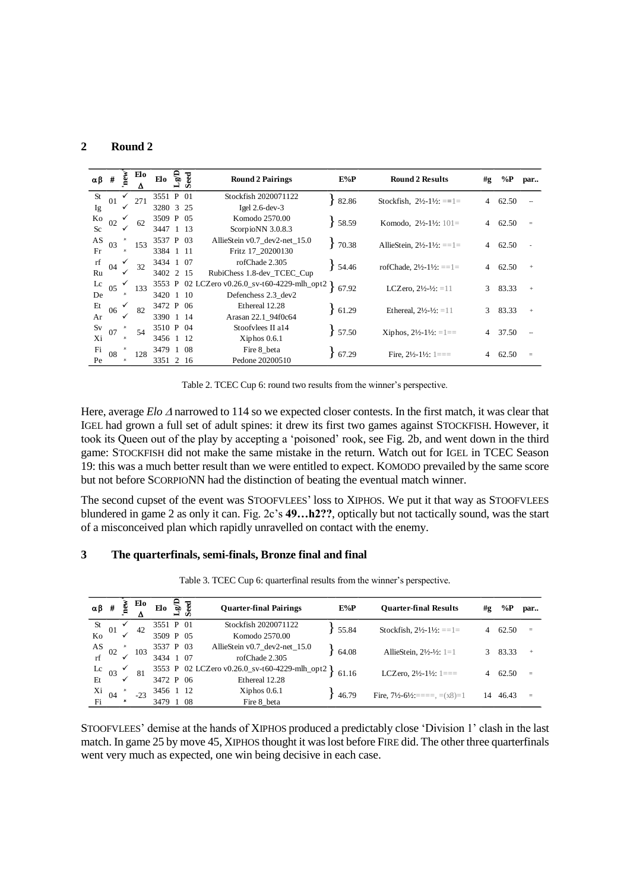## 2 Round 2

| αβ | # | 'new' | Elo Δ | Elo | Lg/D | Seed | Round 2 Pairings | E%P | Round 2 Results | #g | %P | par.. |
|---|---|---|---|---|---|---|---|---|---|---|---|---|
| St | 01 | ✓ | 271 | 3551 | P | 01 | Stockfish 2020071122 | 82.86 | Stockfish, 2½-1½: ==1= | 4 | 62.50 | -- |
| Ig | | ✓ | | 3280 | 3 | 25 | Igel 2.6-dev-3 | | | | | |
| Ko | 02 | ✓ | 62 | 3509 | P | 05 | Komodo 2570.00 | 58.59 | Komodo, 2½-1½: 101= | 4 | 62.50 | = |
| Sc | | ✓ | | 3447 | 1 | 13 | ScorpioNN 3.0.8.3 | | | | | |
| AS | 03 | × | 153 | 3537 | P | 03 | AllieStein v0.7_dev2-net_15.0 | 70.38 | AllieStein, 2½-1½: ==1= | 4 | 62.50 | - |
| Fr | | × | | 3384 | 1 | 11 | Fritz 17_20200130 | | | | | |
| rf | 04 | ✓ | 32 | 3434 | 1 | 07 | rofChade 2.305 | 54.46 | rofChade, 2½-1½: ==1= | 4 | 62.50 | + |
| Ru | | ✓ | | 3402 | 2 | 15 | RubiChess 1.8-dev_TCEC_Cup | | | | | |
| Lc | 05 | ✓ | 133 | 3553 | P | 02 | LCZero v0.26.0_sv-t60-4229-mlh_opt2 | 67.92 | LCZero, 2½-½: =11 | 3 | 83.33 | + |
| De | | × | | 3420 | 1 | 10 | Defenchess 2.3_dev2 | | | | | |
| Et | 06 | ✓ | 82 | 3472 | P | 06 | Ethereal 12.28 | 61.29 | Ethereal, 2½-½: =11 | 3 | 83.33 | + |
| Ar | | ✓ | | 3390 | 1 | 14 | Arasan 22.1_94f0c64 | | | | | |
| Sv | 07 | × | 54 | 3510 | P | 04 | Stoofvlees II a14 | 57.50 | Xiphos, 2½-1½: =1== | 4 | 37.50 | -- |
| Xi | | × | | 3456 | 1 | 12 | Xiphos 0.6.1 | | | | | |
| Fi | 08 | × | 128 | 3479 | 1 | 08 | Fire 8_beta | 67.29 | Fire, 2½-1½: 1=== | 4 | 62.50 | = |
| Pe | | × | | 3351 | 2 | 16 | Pedone 20200510 | | | | | |

Table 2. TCEC Cup 6: round two results from the winner's perspective.

Here, average *Elo Δ* narrowed to 114 so we expected closer contests. In the first match, it was clear that IGEL had grown a full set of adult spines: it drew its first two games against STOCKFISH. However, it took its Queen out of the play by accepting a 'poisoned' rook, see Fig. 2b, and went down in the third game: STOCKFISH did not make the same mistake in the return. Watch out for IGEL in TCEC Season 19: this was a much better result than we were entitled to expect. KOMODO prevailed by the same score but not before SCORPIONN had the distinction of beating the eventual match winner.

The second cupset of the event was STOOFVLEES' loss to XIPHOS. We put it that way as STOOFVLEES blundered in game 2 as only it can. Fig. 2c's **49…h2??**, optically but not tactically sound, was the start of a misconceived plan which rapidly unravelled on contact with the enemy.

## 3 The quarterfinals, semi-finals, Bronze final and final

Table 3. TCEC Cup 6: quarterfinal results from the winner's perspective.

| αβ | # | 'new' | Elo Δ | Elo | Lg/D | Seed | Quarter-final Pairings | E%P | Quarter-final Results | #g | %P | par.. |
|---|---|---|---|---|---|---|---|---|---|---|---|---|
| St | 01 | ✓ | 42 | 3551 | P | 01 | Stockfish 2020071122 | 55.84 | Stockfish, 2½-1½: ==1= | 4 | 62.50 | = |
| Ko | | ✓ | | 3509 | P | 05 | Komodo 2570.00 | | | | | |
| AS | 02 | × | 103 | 3537 | P | 03 | AllieStein v0.7_dev2-net_15.0 | 64.08 | AllieStein, 2½-½: 1=1 | 3 | 83.33 | + |
| rf | | ✓ | | 3434 | 1 | 07 | rofChade 2.305 | | | | | |
| Lc | 03 | ✓ | 81 | 3553 | P | 02 | LCZero v0.26.0_sv-t60-4229-mlh_opt2 | 61.16 | LCZero, 2½-1½: 1=== | 4 | 62.50 | = |
| Et | | ✓ | | 3472 | P | 06 | Ethereal 12.28 | | | | | |
| Xi | 04 | × | -23 | 3456 | 1 | 12 | Xiphos 0.6.1 | 46.79 | Fire, 7½-6½:====, =(x8)=1 | 14 | 46.43 | = |
| Fi | | × | | 3479 | 1 | 08 | Fire 8_beta | | | | | |

STOOFVLEES' demise at the hands of XIPHOS produced a predictably close 'Division 1' clash in the last match. In game 25 by move 45, XIPHOS thought it was lost before FIRE did. The other three quarterfinals went very much as expected, one win being decisive in each case.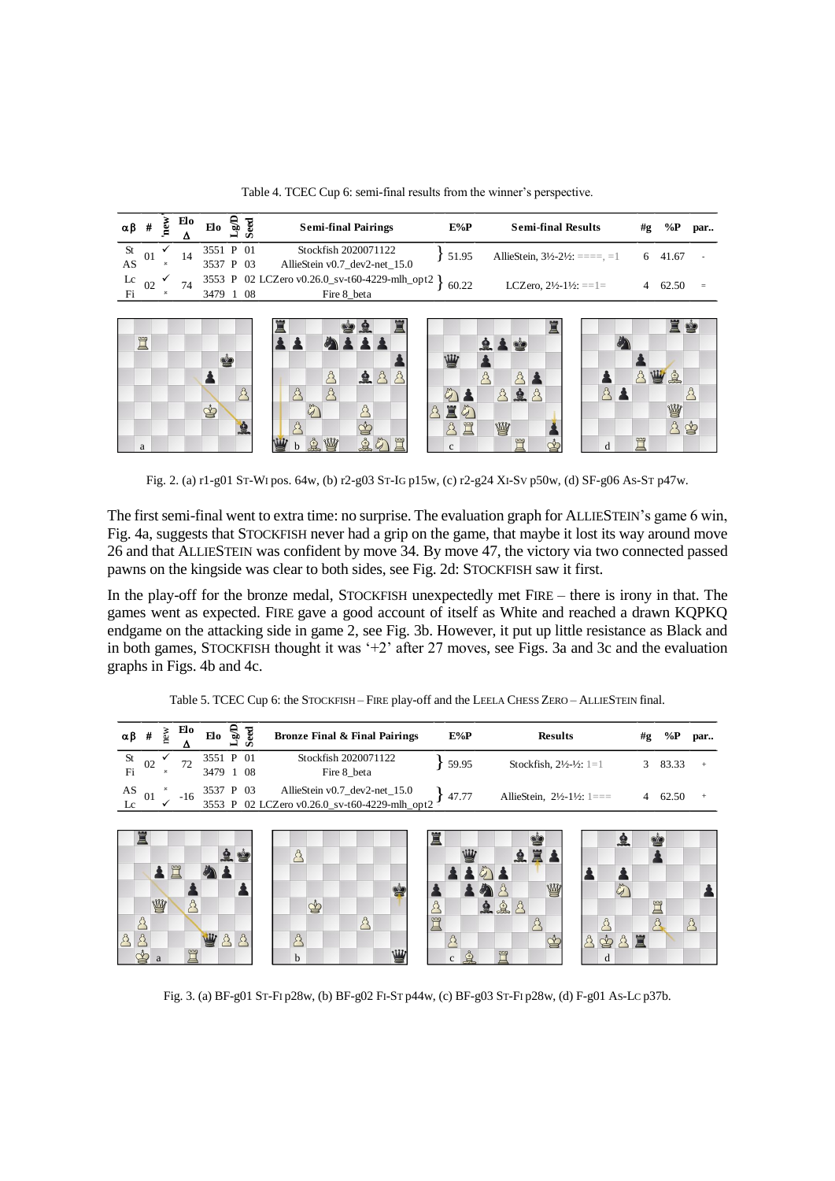Table 4. TCEC Cup 6: semi-final results from the winner's perspective.

| αβ | # | 'new' | Elo Δ | Elo | Lg/D | Seed | Semi-final Pairings | E%P | Semi-final Results | #g | %P | par.. |
|---|---|---|---|---|---|---|---|---|---|---|---|---|
| St | 01 | ✓ | 14 | 3551 | P | 01 | Stockfish 2020071122 | 51.95 | AllieStein, 3½-2½: ====, =1 | 6 | 41.67 | - |
| AS | | × | | 3537 | P | 03 | AllieStein v0.7_dev2-net_15.0 | | | | | |
| Lc | 02 | ✓ | 74 | 3553 | P | 02 | LCZero v0.26.0_sv-t60-4229-mlh_opt2 | 60.22 | LCZero, 2½-1½: ==1= | 4 | 62.50 | = |
| Fi | | × | | 3479 | 1 | 08 | Fire 8_beta | | | | | |

Fig. 2. (a) r1-g01 ST-WI pos. 64w, (b) r2-g03 ST-IG p15w, (c) r2-g24 XI-SV p50w, (d) SF-g06 AS-ST p47w.

The first semi-final went to extra time: no surprise. The evaluation graph for ALLIESTEIN's game 6 win, Fig. 4a, suggests that STOCKFISH never had a grip on the game, that maybe it lost its way around move 26 and that ALLIESTEIN was confident by move 34. By move 47, the victory via two connected passed pawns on the kingside was clear to both sides, see Fig. 2d: STOCKFISH saw it first.

In the play-off for the bronze medal, STOCKFISH unexpectedly met FIRE – there is irony in that. The games went as expected. FIRE gave a good account of itself as White and reached a drawn KQPKQ endgame on the attacking side in game 2, see Fig. 3b. However, it put up little resistance as Black and in both games, STOCKFISH thought it was '+2' after 27 moves, see Figs. 3a and 3c and the evaluation graphs in Figs. 4b and 4c.

Table 5. TCEC Cup 6: the STOCKFISH – FIRE play-off and the LEELA CHESS ZERO – ALLIESTEIN final.

| αβ | # | new | Elo Δ | Elo | Lg/D | Seed | Bronze Final & Final Pairings | E%P | Results | #g | %P | par.. |
|---|---|---|---|---|---|---|---|---|---|---|---|---|
| St | 02 | ✓ | 72 | 3551 | P | 01 | Stockfish 2020071122 | 59.95 | Stockfish, 2½-½: 1=1 | 3 | 83.33 | + |
| Fi | | × | | 3479 | 1 | 08 | Fire 8_beta | | | | | |
| AS | 01 | × | -16 | 3537 | P | 03 | AllieStein v0.7_dev2-net_15.0 | 47.77 | AllieStein, 2½-1½: 1=== | 4 | 62.50 | + |
| Lc | | ✓ | | 3553 | P | 02 | LCZero v0.26.0_sv-t60-4229-mlh_opt2 | | | | | |

Fig. 3. (a) BF-g01 ST-FI p28w, (b) BF-g02 FI-ST p44w, (c) BF-g03 ST-FI p28w, (d) F-g01 AS-LC p37b.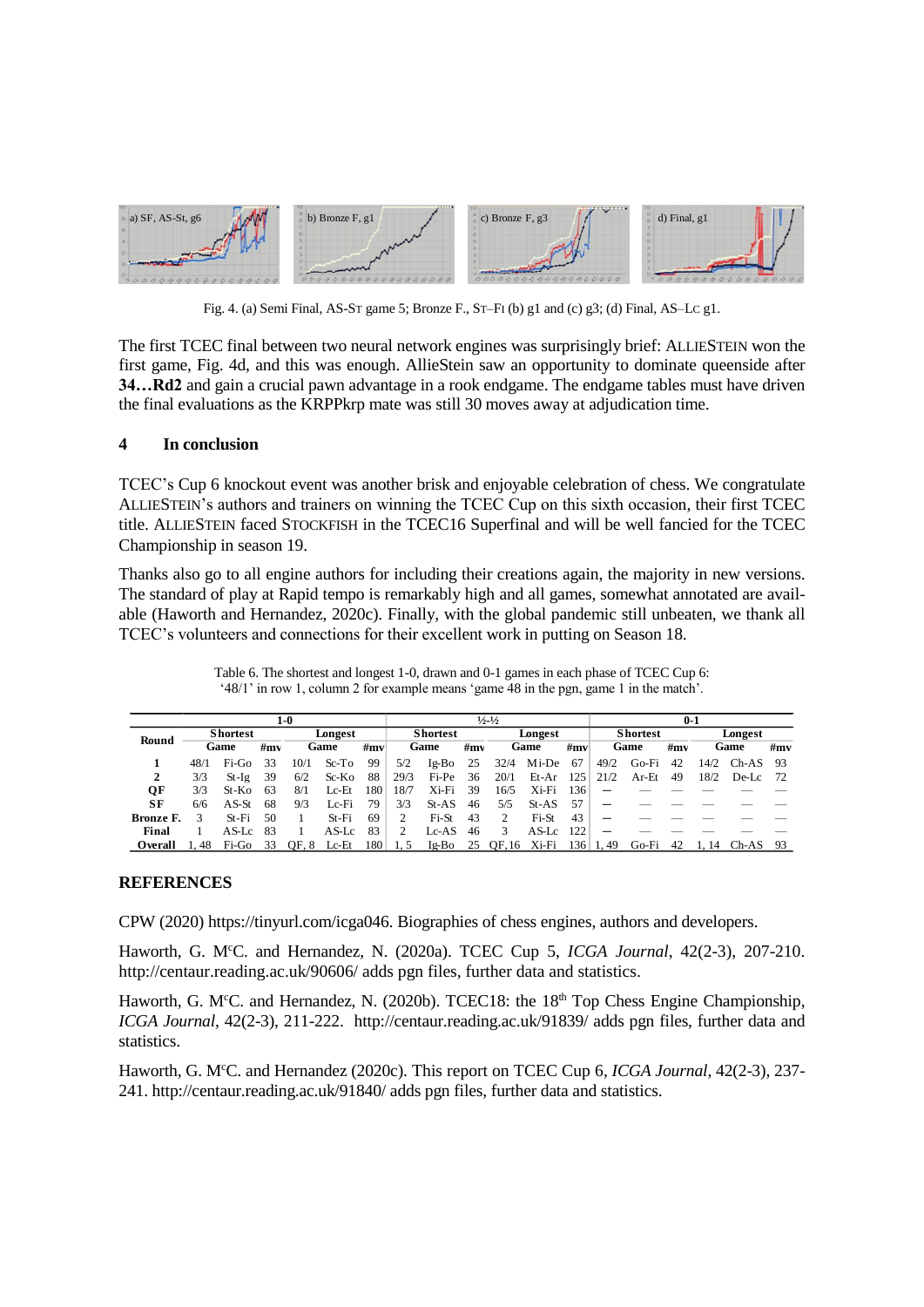a) SF, AS-St, g6

b) Bronze F, g1

c) Bronze F, g3

d) Final, g1

Fig. 4. (a) Semi Final, AS-ST game 5; Bronze F., ST–FI (b) g1 and (c) g3; (d) Final, AS–LC g1.

The first TCEC final between two neural network engines was surprisingly brief: ALLIESTEIN won the first game, Fig. 4d, and this was enough. AllieStein saw an opportunity to dominate queenside after **34…Rd2** and gain a crucial pawn advantage in a rook endgame. The endgame tables must have driven the final evaluations as the KRPPkrp mate was still 30 moves away at adjudication time.

## 4 In conclusion

TCEC's Cup 6 knockout event was another brisk and enjoyable celebration of chess. We congratulate ALLIESTEIN's authors and trainers on winning the TCEC Cup on this sixth occasion, their first TCEC title. ALLIESTEIN faced STOCKFISH in the TCEC16 Superfinal and will be well fancied for the TCEC Championship in season 19.

Thanks also go to all engine authors for including their creations again, the majority in new versions. The standard of play at Rapid tempo is remarkably high and all games, somewhat annotated are available (Haworth and Hernandez, 2020c). Finally, with the global pandemic still unbeaten, we thank all TCEC's volunteers and connections for their excellent work in putting on Season 18.

Table 6. The shortest and longest 1-0, drawn and 0-1 games in each phase of TCEC Cup 6: '48/1' in row 1, column 2 for example means 'game 48 in the pgn, game 1 in the match'.

| Round | 1-0 | | | | | | ½-½ | | | | | | 0-1 | | | | | |
|---|---|---|---|---|---|---|---|---|---|---|---|---|---|---|---|---|---|---|
| | Shortest | | | Longest | | | Shortest | | | Longest | | | Shortest | | | Longest | | |
| | Game | | #mv | Game | | #mv | Game | | #mv | Game | | #mv | Game | | #mv | Game | | #mv |
| 1 | 48/1 | Fi-Go | 33 | 10/1 | Sc-To | 99 | 5/2 | Ig-Bo | 25 | 32/4 | Mi-De | 67 | 49/2 | Go-Fi | 42 | 14/2 | Ch-AS | 93 |
| 2 | 3/3 | St-Ig | 39 | 6/2 | Sc-Ko | 88 | 29/3 | Fi-Pe | 36 | 20/1 | Et-Ar | 125 | 21/2 | Ar-Et | 49 | 18/2 | De-Lc | 72 |
| QF | 3/3 | St-Ko | 63 | 8/1 | Lc-Et | 180 | 18/7 | Xi-Fi | 39 | 16/5 | Xi-Fi | 136 | — | — | — | — | — | — |
| SF | 6/6 | AS-St | 68 | 9/3 | Lc-Fi | 79 | 3/3 | St-AS | 46 | 5/5 | St-AS | 57 | — | — | — | — | — | — |
| Bronze F. | 3 | St-Fi | 50 | 1 | St-Fi | 69 | 2 | Fi-St | 43 | 2 | Fi-St | 43 | — | — | — | — | — | — |
| Final | 1 | AS-Lc | 83 | 1 | AS-Lc | 83 | 2 | Lc-AS | 46 | 3 | AS-Lc | 122 | — | — | — | — | — | — |
| Overall | 1, 48 | Fi-Go | 33 | QF, 8 | Lc-Et | 180 | 1, 5 | Ig-Bo | 25 | QF, 16 | Xi-Fi | 136 | 1, 49 | Go-Fi | 42 | 1, 14 | Ch-AS | 93 |

## REFERENCES

CPW (2020) https://tinyurl.com/icga046. Biographies of chess engines, authors and developers.

Haworth, G. McC. and Hernandez, N. (2020a). TCEC Cup 5, *ICGA Journal*, 42(2-3), 207-210. http://centaur.reading.ac.uk/90606/ adds pgn files, further data and statistics.

Haworth, G. McC. and Hernandez, N. (2020b). TCEC18: the 18th Top Chess Engine Championship, *ICGA Journal*, 42(2-3), 211-222. http://centaur.reading.ac.uk/91839/ adds pgn files, further data and statistics.

Haworth, G. McC. and Hernandez (2020c). This report on TCEC Cup 6, *ICGA Journal*, 42(2-3), 237-241. http://centaur.reading.ac.uk/91840/ adds pgn files, further data and statistics.